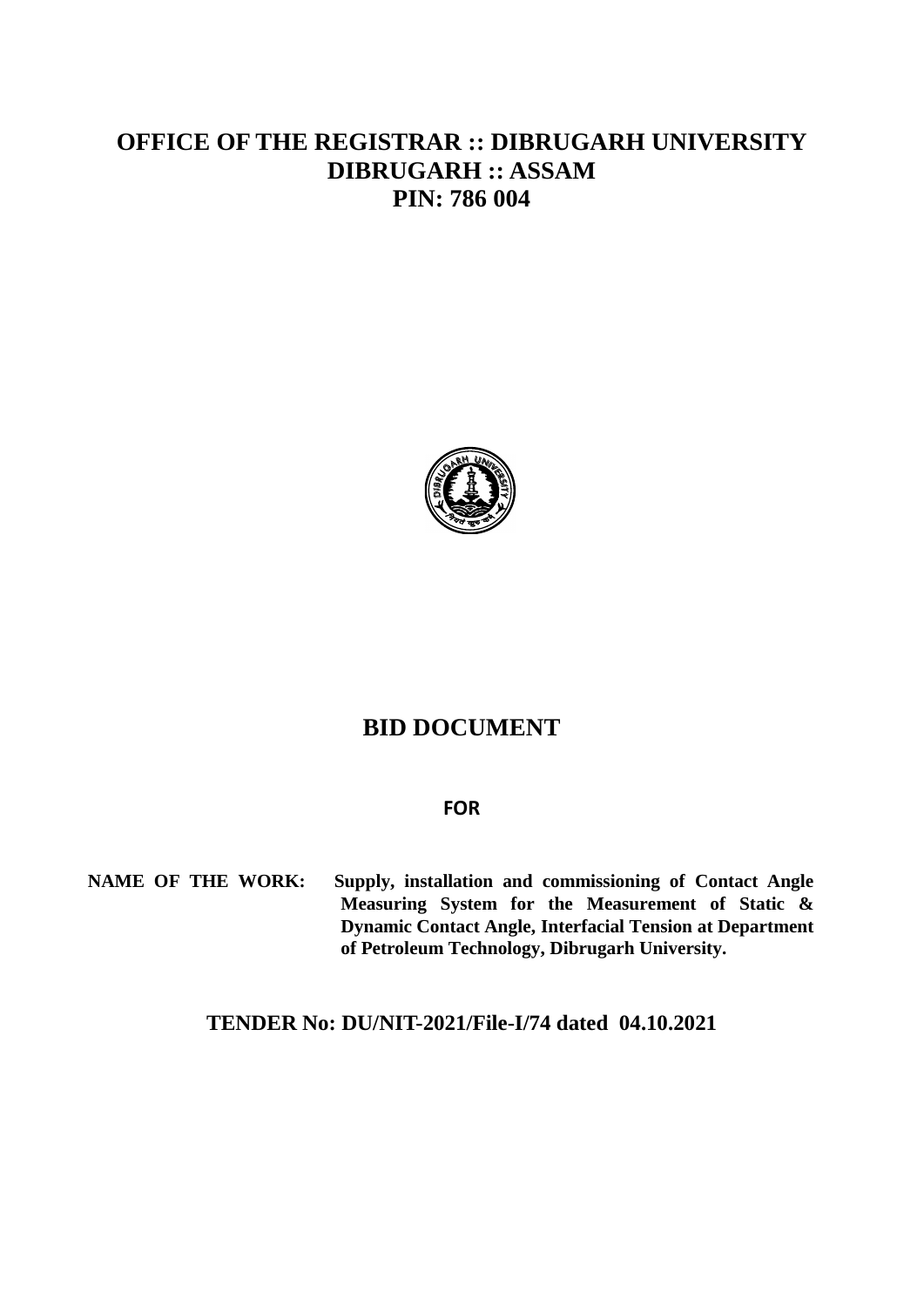# OFFICE OF THE REGISTRAR :: DIBRUGARH UNIVERSITY
# DIBRUGARH :: ASSAM
# PIN: 786 004

## BID DOCUMENT

**FOR**

**NAME OF THE WORK:** **Supply, installation and commissioning of Contact Angle Measuring System for the Measurement of Static & Dynamic Contact Angle, Interfacial Tension at Department of Petroleum Technology, Dibrugarh University.**

**TENDER No: DU/NIT-2021/File-I/74 dated 04.10.2021**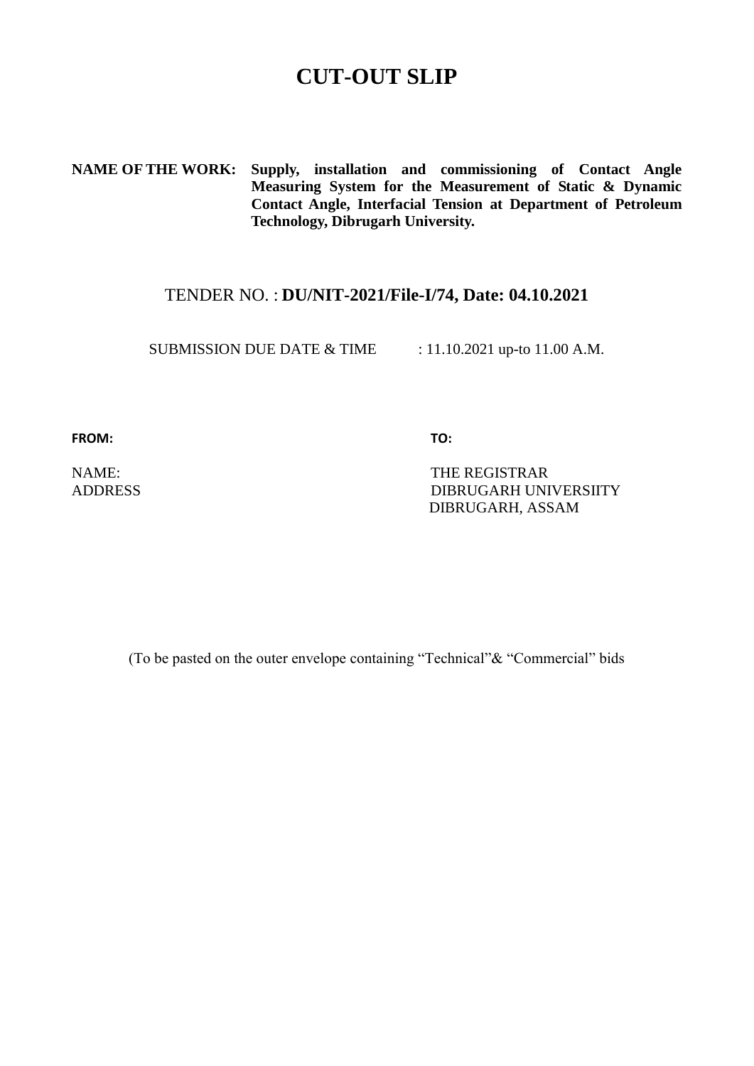# CUT-OUT SLIP

**NAME OF THE WORK:** **Supply, installation and commissioning of Contact Angle Measuring System for the Measurement of Static & Dynamic Contact Angle, Interfacial Tension at Department of Petroleum Technology, Dibrugarh University.**

TENDER NO. : **DU/NIT-2021/File-I/74, Date: 04.10.2021**

SUBMISSION DUE DATE & TIME : 11.10.2021 up-to 11.00 A.M.

| **FROM:** | **TO:** |
|---|---|
| NAME: | THE REGISTRAR |
| ADDRESS | DIBRUGARH UNIVERSIITY |
| | DIBRUGARH, ASSAM |

(To be pasted on the outer envelope containing "Technical"& "Commercial" bids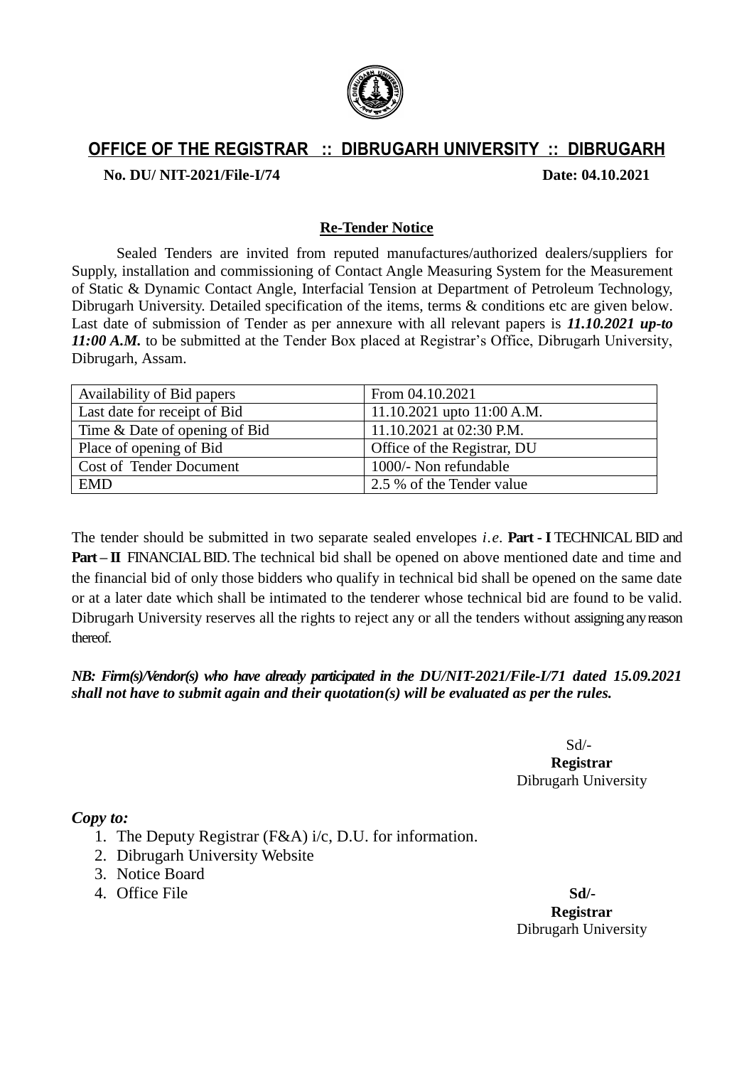# OFFICE OF THE REGISTRAR :: DIBRUGARH UNIVERSITY :: DIBRUGARH

**No. DU/ NIT-2021/File-I/74** **Date: 04.10.2021**

## Re-Tender Notice

Sealed Tenders are invited from reputed manufactures/authorized dealers/suppliers for Supply, installation and commissioning of Contact Angle Measuring System for the Measurement of Static & Dynamic Contact Angle, Interfacial Tension at Department of Petroleum Technology, Dibrugarh University. Detailed specification of the items, terms & conditions etc are given below. Last date of submission of Tender as per annexure with all relevant papers is ***11.10.2021 up-to 11:00 A.M.*** to be submitted at the Tender Box placed at Registrar's Office, Dibrugarh University, Dibrugarh, Assam.

| Availability of Bid papers | From 04.10.2021 |
|---|---|
| Last date for receipt of Bid | 11.10.2021 upto 11:00 A.M. |
| Time & Date of opening of Bid | 11.10.2021 at 02:30 P.M. |
| Place of opening of Bid | Office of the Registrar, DU |
| Cost of Tender Document | 1000/- Non refundable |
| EMD | 2.5 % of the Tender value |

The tender should be submitted in two separate sealed envelopes *i.e.* **Part - I** TECHNICAL BID and **Part – II** FINANCIAL BID. The technical bid shall be opened on above mentioned date and time and the financial bid of only those bidders who qualify in technical bid shall be opened on the same date or at a later date which shall be intimated to the tenderer whose technical bid are found to be valid. Dibrugarh University reserves all the rights to reject any or all the tenders without assigning any reason thereof.

***NB: Firm(s)/Vendor(s) who have already participated in the DU/NIT-2021/File-I/71 dated 15.09.2021 shall not have to submit again and their quotation(s) will be evaluated as per the rules.***

Sd/-
**Registrar**
Dibrugarh University

***Copy to:***

1. The Deputy Registrar (F&A) i/c, D.U. for information.
2. Dibrugarh University Website
3. Notice Board
4. Office File

**Sd/-**
**Registrar**
Dibrugarh University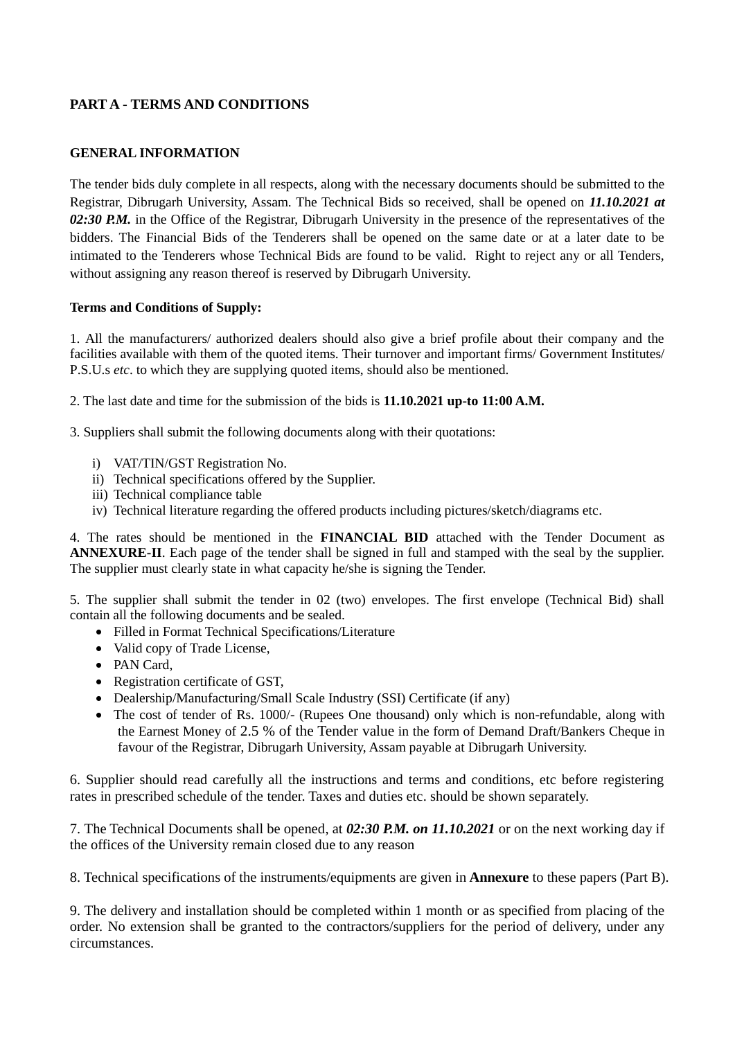## PART A - TERMS AND CONDITIONS

### GENERAL INFORMATION

The tender bids duly complete in all respects, along with the necessary documents should be submitted to the Registrar, Dibrugarh University, Assam. The Technical Bids so received, shall be opened on ***11.10.2021 at 02:30 P.M.*** in the Office of the Registrar, Dibrugarh University in the presence of the representatives of the bidders. The Financial Bids of the Tenderers shall be opened on the same date or at a later date to be intimated to the Tenderers whose Technical Bids are found to be valid. Right to reject any or all Tenders, without assigning any reason thereof is reserved by Dibrugarh University.

**Terms and Conditions of Supply:**

1. All the manufacturers/ authorized dealers should also give a brief profile about their company and the facilities available with them of the quoted items. Their turnover and important firms/ Government Institutes/ P.S.U.s *etc*. to which they are supplying quoted items, should also be mentioned.

2. The last date and time for the submission of the bids is **11.10.2021 up-to 11:00 A.M.**

3. Suppliers shall submit the following documents along with their quotations:

   i) VAT/TIN/GST Registration No.
   ii) Technical specifications offered by the Supplier.
   iii) Technical compliance table
   iv) Technical literature regarding the offered products including pictures/sketch/diagrams etc.

4. The rates should be mentioned in the **FINANCIAL BID** attached with the Tender Document as **ANNEXURE-II**. Each page of the tender shall be signed in full and stamped with the seal by the supplier. The supplier must clearly state in what capacity he/she is signing the Tender.

5. The supplier shall submit the tender in 02 (two) envelopes. The first envelope (Technical Bid) shall contain all the following documents and be sealed.
   - Filled in Format Technical Specifications/Literature
   - Valid copy of Trade License,
   - PAN Card,
   - Registration certificate of GST,
   - Dealership/Manufacturing/Small Scale Industry (SSI) Certificate (if any)
   - The cost of tender of Rs. 1000/- (Rupees One thousand) only which is non-refundable, along with the Earnest Money of 2.5 % of the Tender value in the form of Demand Draft/Bankers Cheque in favour of the Registrar, Dibrugarh University, Assam payable at Dibrugarh University.

6. Supplier should read carefully all the instructions and terms and conditions, etc before registering rates in prescribed schedule of the tender. Taxes and duties etc. should be shown separately.

7. The Technical Documents shall be opened, at ***02:30 P.M. on 11.10.2021*** or on the next working day if the offices of the University remain closed due to any reason

8. Technical specifications of the instruments/equipments are given in **Annexure** to these papers (Part B).

9. The delivery and installation should be completed within 1 month or as specified from placing of the order. No extension shall be granted to the contractors/suppliers for the period of delivery, under any circumstances.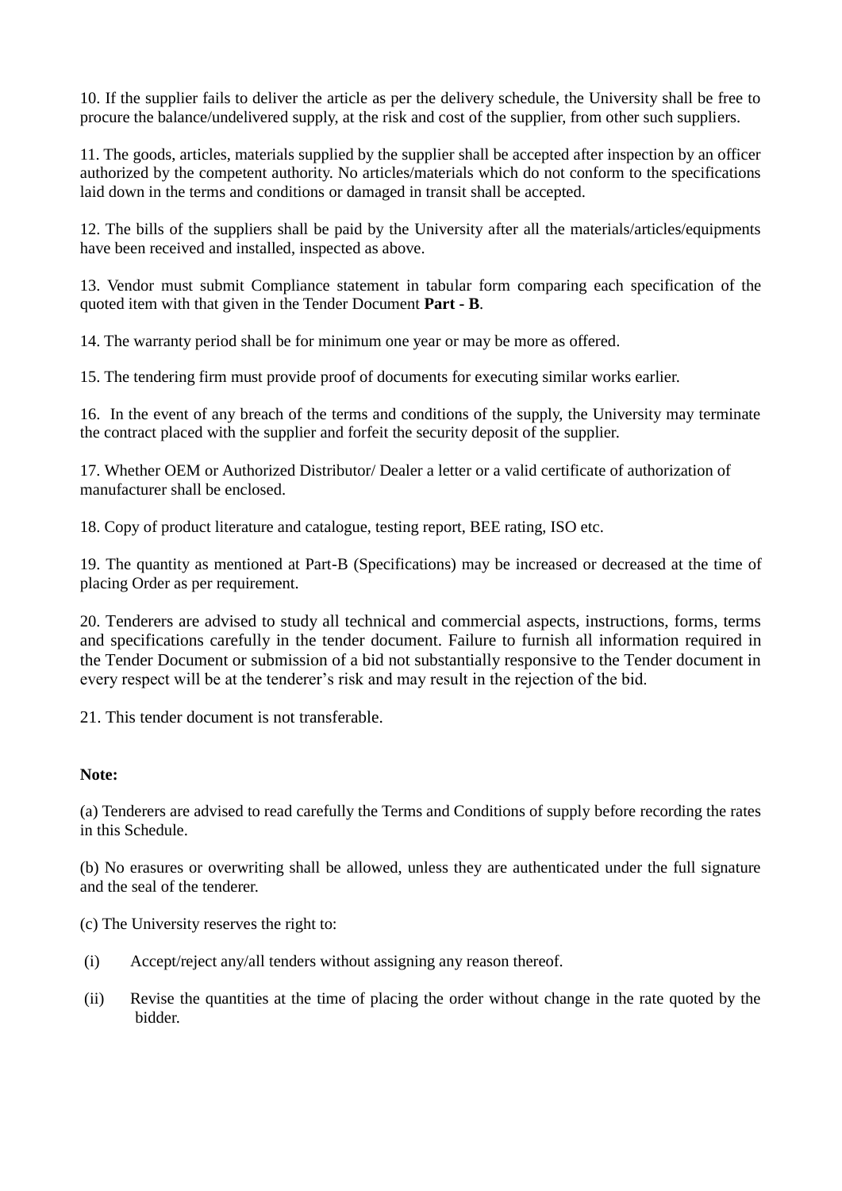10. If the supplier fails to deliver the article as per the delivery schedule, the University shall be free to procure the balance/undelivered supply, at the risk and cost of the supplier, from other such suppliers.

11. The goods, articles, materials supplied by the supplier shall be accepted after inspection by an officer authorized by the competent authority. No articles/materials which do not conform to the specifications laid down in the terms and conditions or damaged in transit shall be accepted.

12. The bills of the suppliers shall be paid by the University after all the materials/articles/equipments have been received and installed, inspected as above.

13. Vendor must submit Compliance statement in tabular form comparing each specification of the quoted item with that given in the Tender Document **Part - B**.

14. The warranty period shall be for minimum one year or may be more as offered.

15. The tendering firm must provide proof of documents for executing similar works earlier.

16. In the event of any breach of the terms and conditions of the supply, the University may terminate the contract placed with the supplier and forfeit the security deposit of the supplier.

17. Whether OEM or Authorized Distributor/ Dealer a letter or a valid certificate of authorization of manufacturer shall be enclosed.

18. Copy of product literature and catalogue, testing report, BEE rating, ISO etc.

19. The quantity as mentioned at Part-B (Specifications) may be increased or decreased at the time of placing Order as per requirement.

20. Tenderers are advised to study all technical and commercial aspects, instructions, forms, terms and specifications carefully in the tender document. Failure to furnish all information required in the Tender Document or submission of a bid not substantially responsive to the Tender document in every respect will be at the tenderer's risk and may result in the rejection of the bid.

21. This tender document is not transferable.

**Note:**

(a) Tenderers are advised to read carefully the Terms and Conditions of supply before recording the rates in this Schedule.

(b) No erasures or overwriting shall be allowed, unless they are authenticated under the full signature and the seal of the tenderer.

(c) The University reserves the right to:

(i) Accept/reject any/all tenders without assigning any reason thereof.

(ii) Revise the quantities at the time of placing the order without change in the rate quoted by the bidder.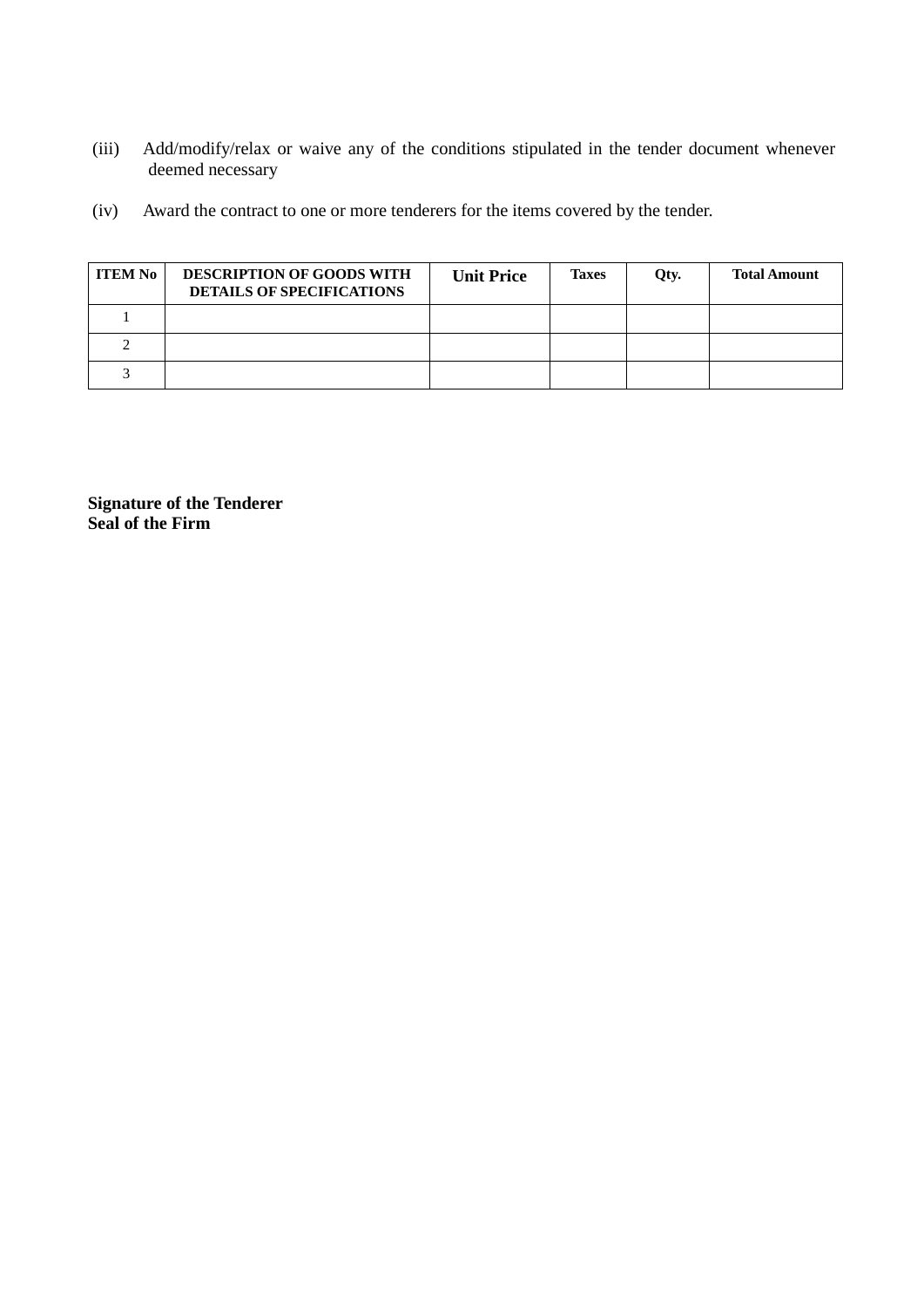(iii) Add/modify/relax or waive any of the conditions stipulated in the tender document whenever deemed necessary

(iv) Award the contract to one or more tenderers for the items covered by the tender.

| ITEM No | DESCRIPTION OF GOODS WITH DETAILS OF SPECIFICATIONS | Unit Price | Taxes | Qty. | Total Amount |
|---|---|---|---|---|---|
| 1 | | | | | |
| 2 | | | | | |
| 3 | | | | | |

**Signature of the Tenderer**
**Seal of the Firm**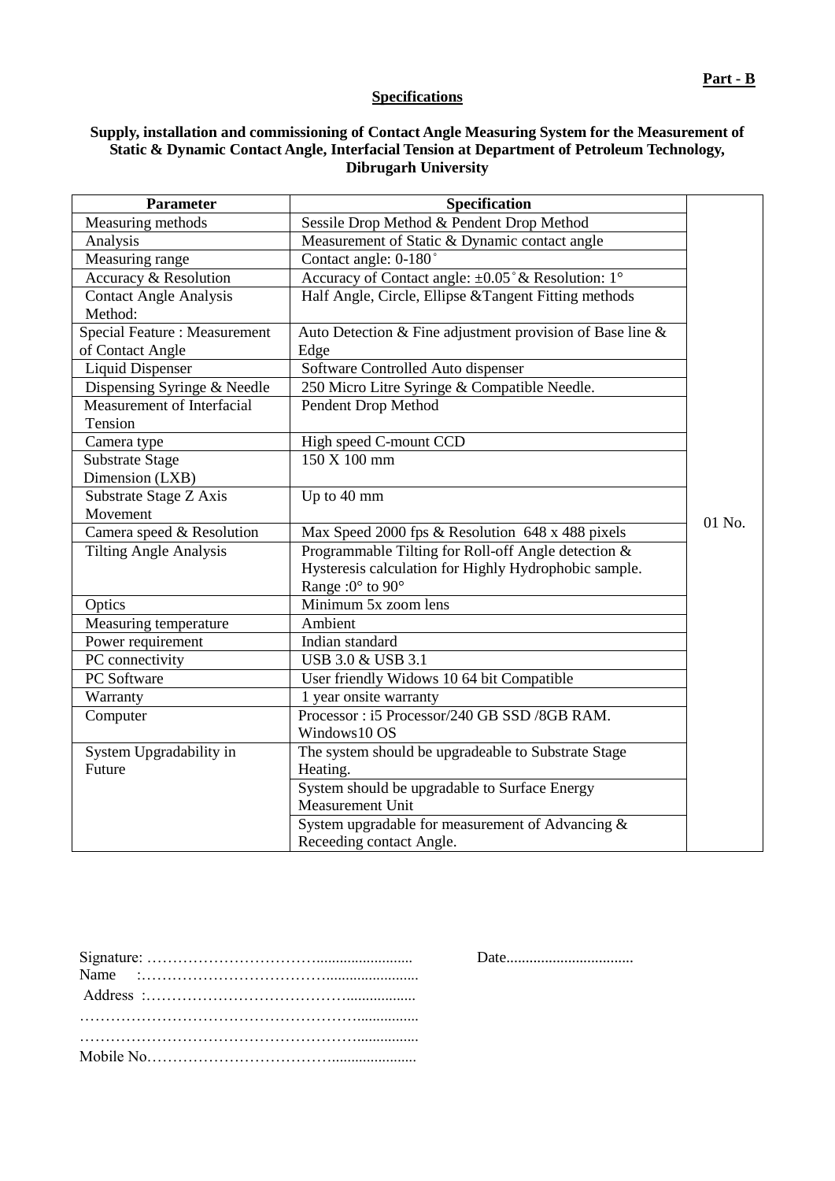**Part - B**

**Specifications**

**Supply, installation and commissioning of Contact Angle Measuring System for the Measurement of Static & Dynamic Contact Angle, Interfacial Tension at Department of Petroleum Technology, Dibrugarh University**

| Parameter | Specification | |
|---|---|---|
| Measuring methods | Sessile Drop Method & Pendent Drop Method | 01 No. |
| Analysis | Measurement of Static & Dynamic contact angle | |
| Measuring range | Contact angle: 0-180˚ | |
| Accuracy & Resolution | Accuracy of Contact angle: ±0.05˚& Resolution: 1° | |
| Contact Angle Analysis Method: | Half Angle, Circle, Ellipse &Tangent Fitting methods | |
| Special Feature : Measurement of Contact Angle | Auto Detection & Fine adjustment provision of Base line & Edge | |
| Liquid Dispenser | Software Controlled Auto dispenser | |
| Dispensing Syringe & Needle | 250 Micro Litre Syringe & Compatible Needle. | |
| Measurement of Interfacial Tension | Pendent Drop Method | |
| Camera type | High speed C-mount CCD | |
| Substrate Stage Dimension (LXB) | 150 X 100 mm | |
| Substrate Stage Z Axis Movement | Up to 40 mm | |
| Camera speed & Resolution | Max Speed 2000 fps & Resolution 648 x 488 pixels | |
| Tilting Angle Analysis | Programmable Tilting for Roll-off Angle detection & Hysteresis calculation for Highly Hydrophobic sample. Range :0° to 90° | |
| Optics | Minimum 5x zoom lens | |
| Measuring temperature | Ambient | |
| Power requirement | Indian standard | |
| PC connectivity | USB 3.0 & USB 3.1 | |
| PC Software | User friendly Widows 10 64 bit Compatible | |
| Warranty | 1 year onsite warranty | |
| Computer | Processor : i5 Processor/240 GB SSD /8GB RAM. Windows10 OS | |
| System Upgradability in Future | The system should be upgradeable to Substrate Stage Heating. | |
| | System should be upgradable to Surface Energy Measurement Unit | |
| | System upgradable for measurement of Advancing & Receeding contact Angle. | |

Signature: ……………………………........................ Date................................

Name :……………………………….......................

Address :…………………………………..................

…………………………………………….................

…………………………………………….................

Mobile No……………………………......................